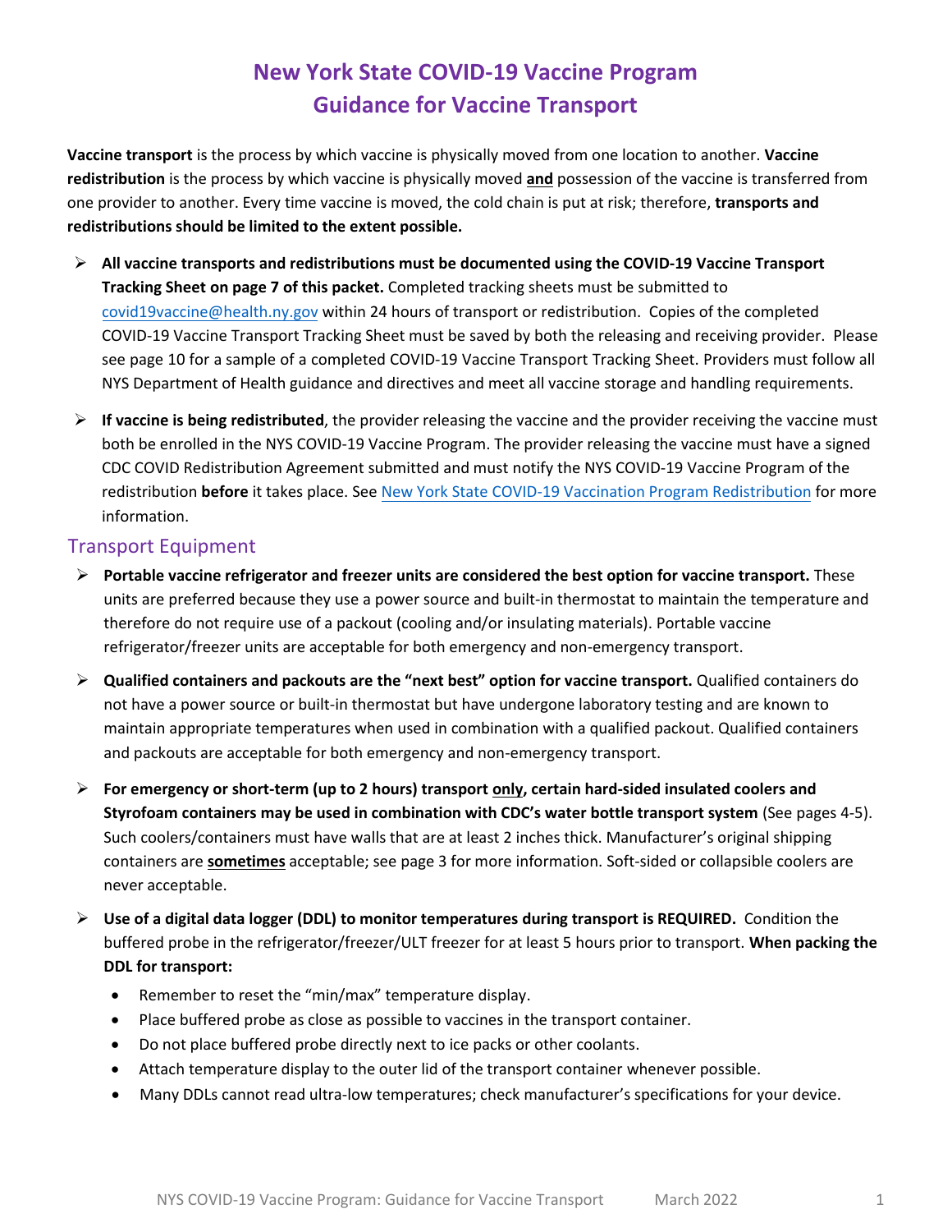# New York State COVID-19 Vaccine Program
# Guidance for Vaccine Transport

**Vaccine transport** is the process by which vaccine is physically moved from one location to another. **Vaccine redistribution** is the process by which vaccine is physically moved **and** possession of the vaccine is transferred from one provider to another. Every time vaccine is moved, the cold chain is put at risk; therefore, **transports and redistributions should be limited to the extent possible.**

- **All vaccine transports and redistributions must be documented using the COVID-19 Vaccine Transport Tracking Sheet on page 7 of this packet.** Completed tracking sheets must be submitted to covid19vaccine@health.ny.gov within 24 hours of transport or redistribution. Copies of the completed COVID-19 Vaccine Transport Tracking Sheet must be saved by both the releasing and receiving provider. Please see page 10 for a sample of a completed COVID-19 Vaccine Transport Tracking Sheet. Providers must follow all NYS Department of Health guidance and directives and meet all vaccine storage and handling requirements.
- **If vaccine is being redistributed**, the provider releasing the vaccine and the provider receiving the vaccine must both be enrolled in the NYS COVID-19 Vaccine Program. The provider releasing the vaccine must have a signed CDC COVID Redistribution Agreement submitted and must notify the NYS COVID-19 Vaccine Program of the redistribution **before** it takes place. See New York State COVID-19 Vaccination Program Redistribution for more information.

## Transport Equipment

- **Portable vaccine refrigerator and freezer units are considered the best option for vaccine transport.** These units are preferred because they use a power source and built-in thermostat to maintain the temperature and therefore do not require use of a packout (cooling and/or insulating materials). Portable vaccine refrigerator/freezer units are acceptable for both emergency and non-emergency transport.
- **Qualified containers and packouts are the "next best" option for vaccine transport.** Qualified containers do not have a power source or built-in thermostat but have undergone laboratory testing and are known to maintain appropriate temperatures when used in combination with a qualified packout. Qualified containers and packouts are acceptable for both emergency and non-emergency transport.
- **For emergency or short-term (up to 2 hours) transport only, certain hard-sided insulated coolers and Styrofoam containers may be used in combination with CDC's water bottle transport system** (See pages 4-5). Such coolers/containers must have walls that are at least 2 inches thick. Manufacturer's original shipping containers are **sometimes** acceptable; see page 3 for more information. Soft-sided or collapsible coolers are never acceptable.
- **Use of a digital data logger (DDL) to monitor temperatures during transport is REQUIRED.** Condition the buffered probe in the refrigerator/freezer/ULT freezer for at least 5 hours prior to transport. **When packing the DDL for transport:**
  - Remember to reset the "min/max" temperature display.
  - Place buffered probe as close as possible to vaccines in the transport container.
  - Do not place buffered probe directly next to ice packs or other coolants.
  - Attach temperature display to the outer lid of the transport container whenever possible.
  - Many DDLs cannot read ultra-low temperatures; check manufacturer's specifications for your device.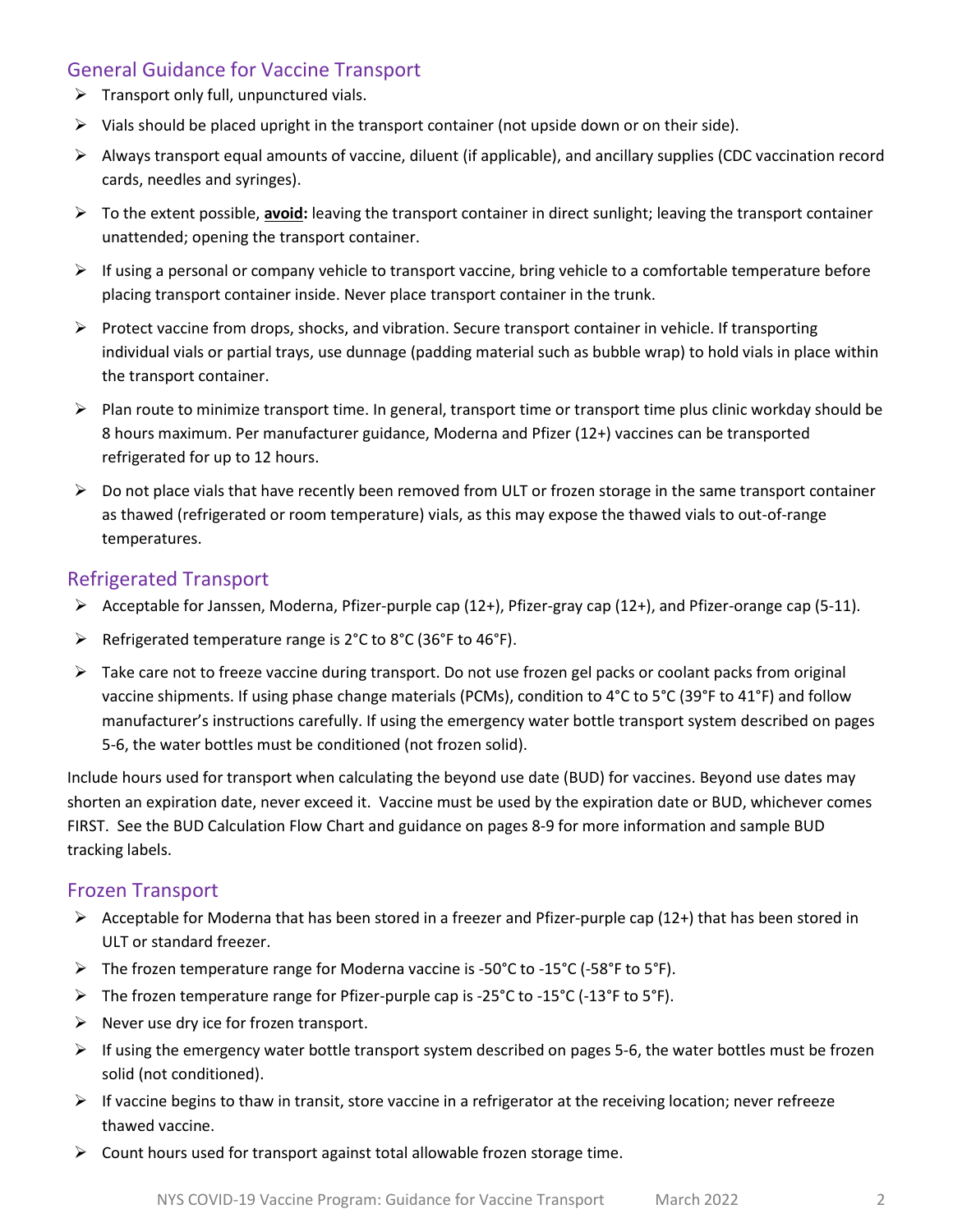## General Guidance for Vaccine Transport

- Transport only full, unpunctured vials.
- Vials should be placed upright in the transport container (not upside down or on their side).
- Always transport equal amounts of vaccine, diluent (if applicable), and ancillary supplies (CDC vaccination record cards, needles and syringes).
- To the extent possible, **avoid:** leaving the transport container in direct sunlight; leaving the transport container unattended; opening the transport container.
- If using a personal or company vehicle to transport vaccine, bring vehicle to a comfortable temperature before placing transport container inside. Never place transport container in the trunk.
- Protect vaccine from drops, shocks, and vibration. Secure transport container in vehicle. If transporting individual vials or partial trays, use dunnage (padding material such as bubble wrap) to hold vials in place within the transport container.
- Plan route to minimize transport time. In general, transport time or transport time plus clinic workday should be 8 hours maximum. Per manufacturer guidance, Moderna and Pfizer (12+) vaccines can be transported refrigerated for up to 12 hours.
- Do not place vials that have recently been removed from ULT or frozen storage in the same transport container as thawed (refrigerated or room temperature) vials, as this may expose the thawed vials to out-of-range temperatures.

## Refrigerated Transport

- Acceptable for Janssen, Moderna, Pfizer-purple cap (12+), Pfizer-gray cap (12+), and Pfizer-orange cap (5-11).
- Refrigerated temperature range is 2°C to 8°C (36°F to 46°F).
- Take care not to freeze vaccine during transport. Do not use frozen gel packs or coolant packs from original vaccine shipments. If using phase change materials (PCMs), condition to 4°C to 5°C (39°F to 41°F) and follow manufacturer's instructions carefully. If using the emergency water bottle transport system described on pages 5-6, the water bottles must be conditioned (not frozen solid).

Include hours used for transport when calculating the beyond use date (BUD) for vaccines. Beyond use dates may shorten an expiration date, never exceed it. Vaccine must be used by the expiration date or BUD, whichever comes FIRST. See the BUD Calculation Flow Chart and guidance on pages 8-9 for more information and sample BUD tracking labels.

## Frozen Transport

- Acceptable for Moderna that has been stored in a freezer and Pfizer-purple cap (12+) that has been stored in ULT or standard freezer.
- The frozen temperature range for Moderna vaccine is -50°C to -15°C (-58°F to 5°F).
- The frozen temperature range for Pfizer-purple cap is -25°C to -15°C (-13°F to 5°F).
- Never use dry ice for frozen transport.
- If using the emergency water bottle transport system described on pages 5-6, the water bottles must be frozen solid (not conditioned).
- If vaccine begins to thaw in transit, store vaccine in a refrigerator at the receiving location; never refreeze thawed vaccine.
- Count hours used for transport against total allowable frozen storage time.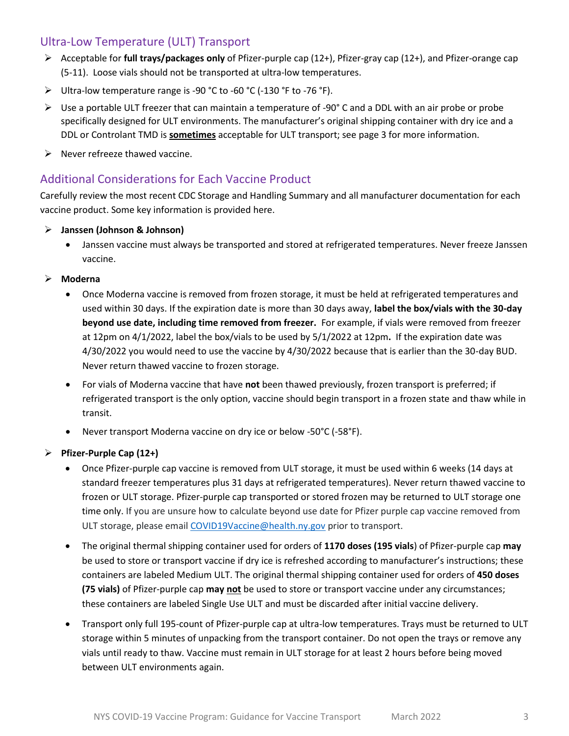## Ultra-Low Temperature (ULT) Transport

- Acceptable for **full trays/packages only** of Pfizer-purple cap (12+), Pfizer-gray cap (12+), and Pfizer-orange cap (5-11). Loose vials should not be transported at ultra-low temperatures.
- Ultra-low temperature range is -90 °C to -60 °C (-130 °F to -76 °F).
- Use a portable ULT freezer that can maintain a temperature of -90° C and a DDL with an air probe or probe specifically designed for ULT environments. The manufacturer's original shipping container with dry ice and a DDL or Controlant TMD is **sometimes** acceptable for ULT transport; see page 3 for more information.
- Never refreeze thawed vaccine.

## Additional Considerations for Each Vaccine Product

Carefully review the most recent CDC Storage and Handling Summary and all manufacturer documentation for each vaccine product. Some key information is provided here.

- **Janssen (Johnson & Johnson)**
  - Janssen vaccine must always be transported and stored at refrigerated temperatures. Never freeze Janssen vaccine.
- **Moderna**
  - Once Moderna vaccine is removed from frozen storage, it must be held at refrigerated temperatures and used within 30 days. If the expiration date is more than 30 days away, **label the box/vials with the 30-day beyond use date, including time removed from freezer.** For example, if vials were removed from freezer at 12pm on 4/1/2022, label the box/vials to be used by 5/1/2022 at 12pm**.** If the expiration date was 4/30/2022 you would need to use the vaccine by 4/30/2022 because that is earlier than the 30-day BUD. Never return thawed vaccine to frozen storage.
  - For vials of Moderna vaccine that have **not** been thawed previously, frozen transport is preferred; if refrigerated transport is the only option, vaccine should begin transport in a frozen state and thaw while in transit.
  - Never transport Moderna vaccine on dry ice or below -50°C (-58°F).
- **Pfizer-Purple Cap (12+)**
  - Once Pfizer-purple cap vaccine is removed from ULT storage, it must be used within 6 weeks (14 days at standard freezer temperatures plus 31 days at refrigerated temperatures). Never return thawed vaccine to frozen or ULT storage. Pfizer-purple cap transported or stored frozen may be returned to ULT storage one time only. If you are unsure how to calculate beyond use date for Pfizer purple cap vaccine removed from ULT storage, please email COVID19Vaccine@health.ny.gov prior to transport.
  - The original thermal shipping container used for orders of **1170 doses (195 vials**) of Pfizer-purple cap **may** be used to store or transport vaccine if dry ice is refreshed according to manufacturer's instructions; these containers are labeled Medium ULT. The original thermal shipping container used for orders of **450 doses (75 vials)** of Pfizer-purple cap **may not** be used to store or transport vaccine under any circumstances; these containers are labeled Single Use ULT and must be discarded after initial vaccine delivery.
  - Transport only full 195-count of Pfizer-purple cap at ultra-low temperatures. Trays must be returned to ULT storage within 5 minutes of unpacking from the transport container. Do not open the trays or remove any vials until ready to thaw. Vaccine must remain in ULT storage for at least 2 hours before being moved between ULT environments again.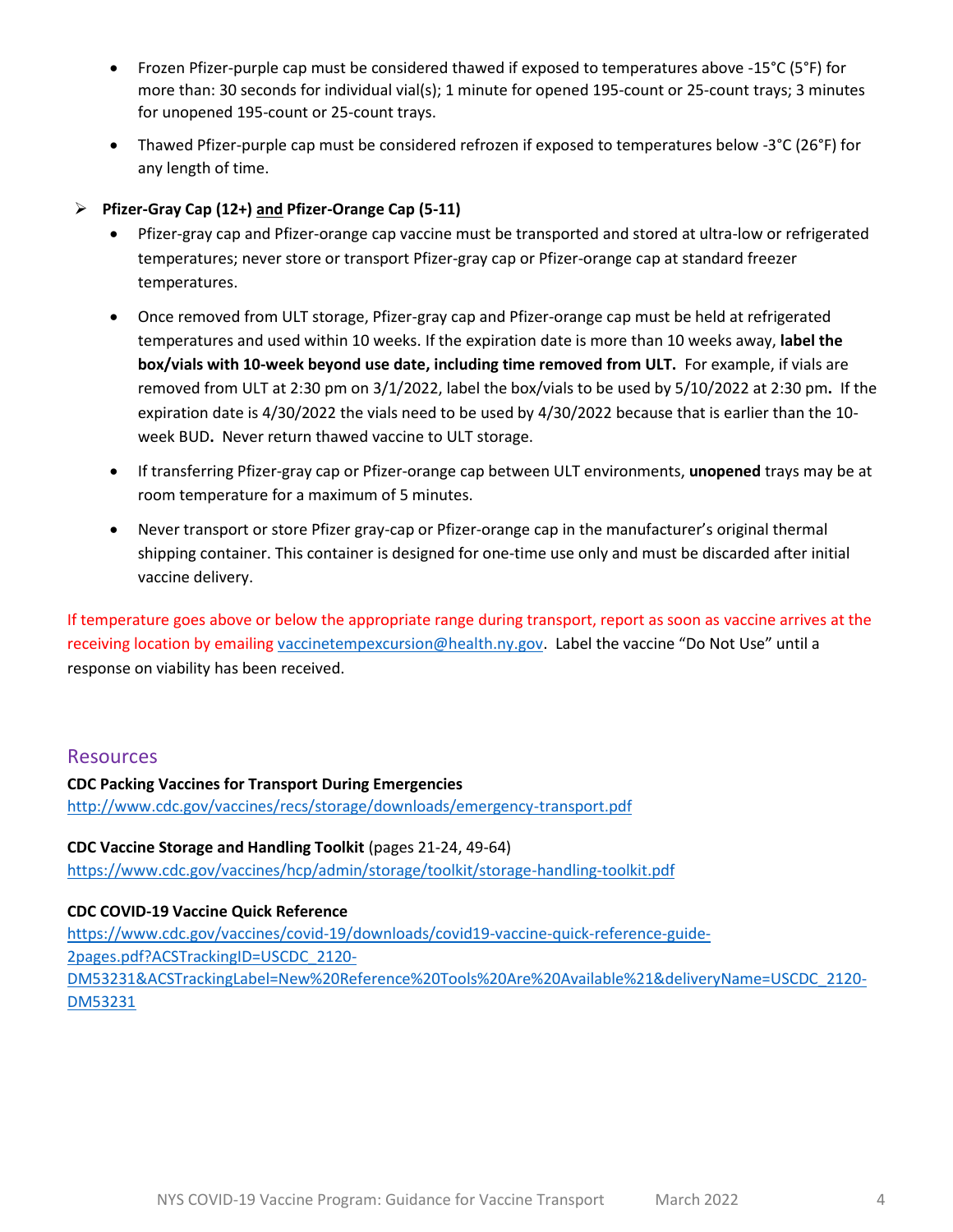- Frozen Pfizer-purple cap must be considered thawed if exposed to temperatures above -15°C (5°F) for more than: 30 seconds for individual vial(s); 1 minute for opened 195-count or 25-count trays; 3 minutes for unopened 195-count or 25-count trays.
- Thawed Pfizer-purple cap must be considered refrozen if exposed to temperatures below -3°C (26°F) for any length of time.

➢ **Pfizer-Gray Cap (12+) and Pfizer-Orange Cap (5-11)**

- Pfizer-gray cap and Pfizer-orange cap vaccine must be transported and stored at ultra-low or refrigerated temperatures; never store or transport Pfizer-gray cap or Pfizer-orange cap at standard freezer temperatures.
- Once removed from ULT storage, Pfizer-gray cap and Pfizer-orange cap must be held at refrigerated temperatures and used within 10 weeks. If the expiration date is more than 10 weeks away, **label the box/vials with 10-week beyond use date, including time removed from ULT.** For example, if vials are removed from ULT at 2:30 pm on 3/1/2022, label the box/vials to be used by 5/10/2022 at 2:30 pm**.** If the expiration date is 4/30/2022 the vials need to be used by 4/30/2022 because that is earlier than the 10-week BUD**.** Never return thawed vaccine to ULT storage.
- If transferring Pfizer-gray cap or Pfizer-orange cap between ULT environments, **unopened** trays may be at room temperature for a maximum of 5 minutes.
- Never transport or store Pfizer gray-cap or Pfizer-orange cap in the manufacturer's original thermal shipping container. This container is designed for one-time use only and must be discarded after initial vaccine delivery.

If temperature goes above or below the appropriate range during transport, report as soon as vaccine arrives at the receiving location by emailing vaccinetempexcursion@health.ny.gov. Label the vaccine "Do Not Use" until a response on viability has been received.

## Resources

**CDC Packing Vaccines for Transport During Emergencies**
http://www.cdc.gov/vaccines/recs/storage/downloads/emergency-transport.pdf

**CDC Vaccine Storage and Handling Toolkit** (pages 21-24, 49-64)
https://www.cdc.gov/vaccines/hcp/admin/storage/toolkit/storage-handling-toolkit.pdf

**CDC COVID-19 Vaccine Quick Reference**
https://www.cdc.gov/vaccines/covid-19/downloads/covid19-vaccine-quick-reference-guide-2pages.pdf?ACSTrackingID=USCDC_2120-DM53231&ACSTrackingLabel=New%20Reference%20Tools%20Are%20Available%21&deliveryName=USCDC_2120-DM53231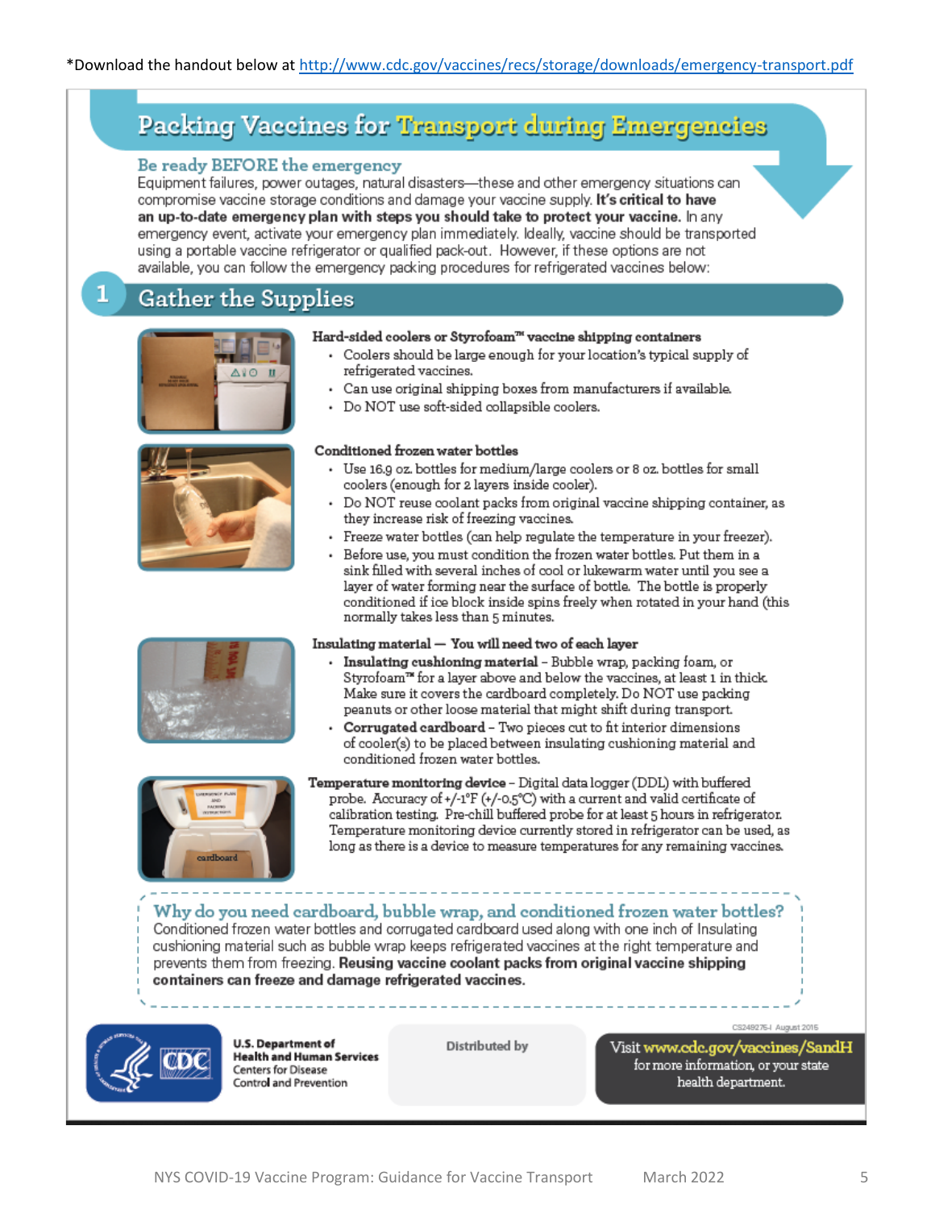*Download the handout below at http://www.cdc.gov/vaccines/recs/storage/downloads/emergency-transport.pdf

# Packing Vaccines for Transport during Emergencies

## Be ready BEFORE the emergency

Equipment failures, power outages, natural disasters—these and other emergency situations can compromise vaccine storage conditions and damage your vaccine supply. **It's critical to have an up-to-date emergency plan with steps you should take to protect your vaccine.** In any emergency event, activate your emergency plan immediately. Ideally, vaccine should be transported using a portable vaccine refrigerator or qualified pack-out. However, if these options are not available, you can follow the emergency packing procedures for refrigerated vaccines below:

## 1 Gather the Supplies

**Hard-sided coolers or Styrofoam™ vaccine shipping containers**

- Coolers should be large enough for your location's typical supply of refrigerated vaccines.
- Can use original shipping boxes from manufacturers if available.
- Do NOT use soft-sided collapsible coolers.

**Conditioned frozen water bottles**

- Use 16.9 oz. bottles for medium/large coolers or 8 oz. bottles for small coolers (enough for 2 layers inside cooler).
- Do NOT reuse coolant packs from original vaccine shipping container, as they increase risk of freezing vaccines.
- Freeze water bottles (can help regulate the temperature in your freezer).
- Before use, you must condition the frozen water bottles. Put them in a sink filled with several inches of cool or lukewarm water until you see a layer of water forming near the surface of bottle. The bottle is properly conditioned if ice block inside spins freely when rotated in your hand (this normally takes less than 5 minutes.

**Insulating material — You will need two of each layer**

- **Insulating cushioning material** – Bubble wrap, packing foam, or Styrofoam™ for a layer above and below the vaccines, at least 1 in thick. Make sure it covers the cardboard completely. Do NOT use packing peanuts or other loose material that might shift during transport.
- **Corrugated cardboard** – Two pieces cut to fit interior dimensions of cooler(s) to be placed between insulating cushioning material and conditioned frozen water bottles.

**Temperature monitoring device** – Digital data logger (DDL) with buffered probe. Accuracy of +/-1°F (+/-0.5°C) with a current and valid certificate of calibration testing. Pre-chill buffered probe for at least 5 hours in refrigerator. Temperature monitoring device currently stored in refrigerator can be used, as long as there is a device to measure temperatures for any remaining vaccines.

### Why do you need cardboard, bubble wrap, and conditioned frozen water bottles?

Conditioned frozen water bottles and corrugated cardboard used along with one inch of Insulating cushioning material such as bubble wrap keeps refrigerated vaccines at the right temperature and prevents them from freezing. **Reusing vaccine coolant packs from original vaccine shipping containers can freeze and damage refrigerated vaccines.**

U.S. Department of Health and Human Services
Centers for Disease Control and Prevention

Distributed by

CS249275-I August 2015

Visit www.cdc.gov/vaccines/SandH for more information, or your state health department.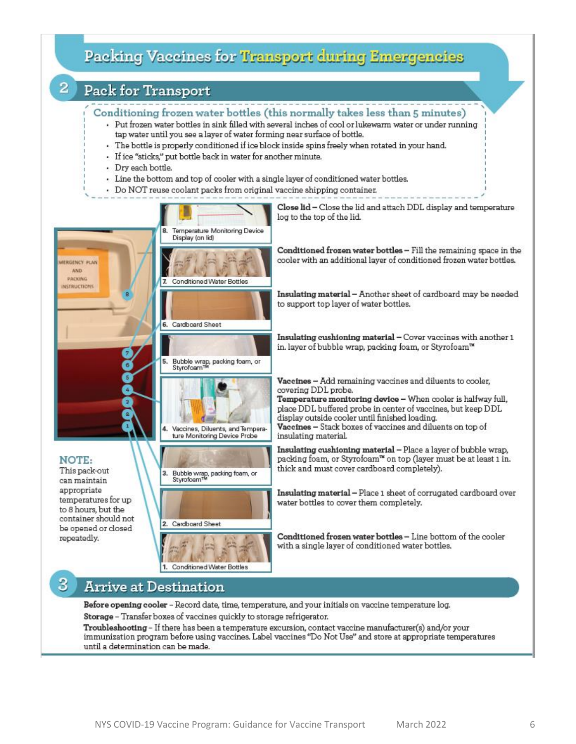# Packing Vaccines for Transport during Emergencies

## 2 Pack for Transport

### Conditioning frozen water bottles (this normally takes less than 5 minutes)

- Put frozen water bottles in sink filled with several inches of cool or lukewarm water or under running tap water until you see a layer of water forming near surface of bottle.
- The bottle is properly conditioned if ice block inside spins freely when rotated in your hand.
- If ice "sticks," put bottle back in water for another minute.
- Dry each bottle.
- Line the bottom and top of cooler with a single layer of conditioned water bottles.
- Do NOT reuse coolant packs from original vaccine shipping container.

EMERGENCY PLAN AND PACKING INSTRUCTIONS

8. Temperature Monitoring Device Display (on lid)

**Close lid** – Close the lid and attach DDL display and temperature log to the top of the lid.

7. Conditioned Water Bottles

**Conditioned frozen water bottles** – Fill the remaining space in the cooler with an additional layer of conditioned frozen water bottles.

6. Cardboard Sheet

**Insulating material** – Another sheet of cardboard may be needed to support top layer of water bottles.

5. Bubble wrap, packing foam, or Styrofoam™

**Insulating cushioning material** – Cover vaccines with another 1 in. layer of bubble wrap, packing foam, or Styrofoam™

4. Vaccines, Diluents, and Temperature Monitoring Device Probe

**Vaccines** – Add remaining vaccines and diluents to cooler, covering DDL probe.
**Temperature monitoring device** – When cooler is halfway full, place DDL buffered probe in center of vaccines, but keep DDL display outside cooler until finished loading.
**Vaccines** – Stack boxes of vaccines and diluents on top of insulating material.

3. Bubble wrap, packing foam, or Styrofoam™

**Insulating cushioning material** – Place a layer of bubble wrap, packing foam, or Styrofoam™ on top (layer must be at least 1 in. thick and must cover cardboard completely).

2. Cardboard Sheet

**Insulating material** – Place 1 sheet of corrugated cardboard over water bottles to cover them completely.

1. Conditioned Water Bottles

**Conditioned frozen water bottles** – Line bottom of the cooler with a single layer of conditioned water bottles.

**NOTE:**
This pack-out can maintain appropriate temperatures for up to 8 hours, but the container should not be opened or closed repeatedly.

## 3 Arrive at Destination

**Before opening cooler** – Record date, time, temperature, and your initials on vaccine temperature log.

**Storage** – Transfer boxes of vaccines quickly to storage refrigerator.

**Troubleshooting** – If there has been a temperature excursion, contact vaccine manufacturer(s) and/or your immunization program before using vaccines. Label vaccines "Do Not Use" and store at appropriate temperatures until a determination can be made.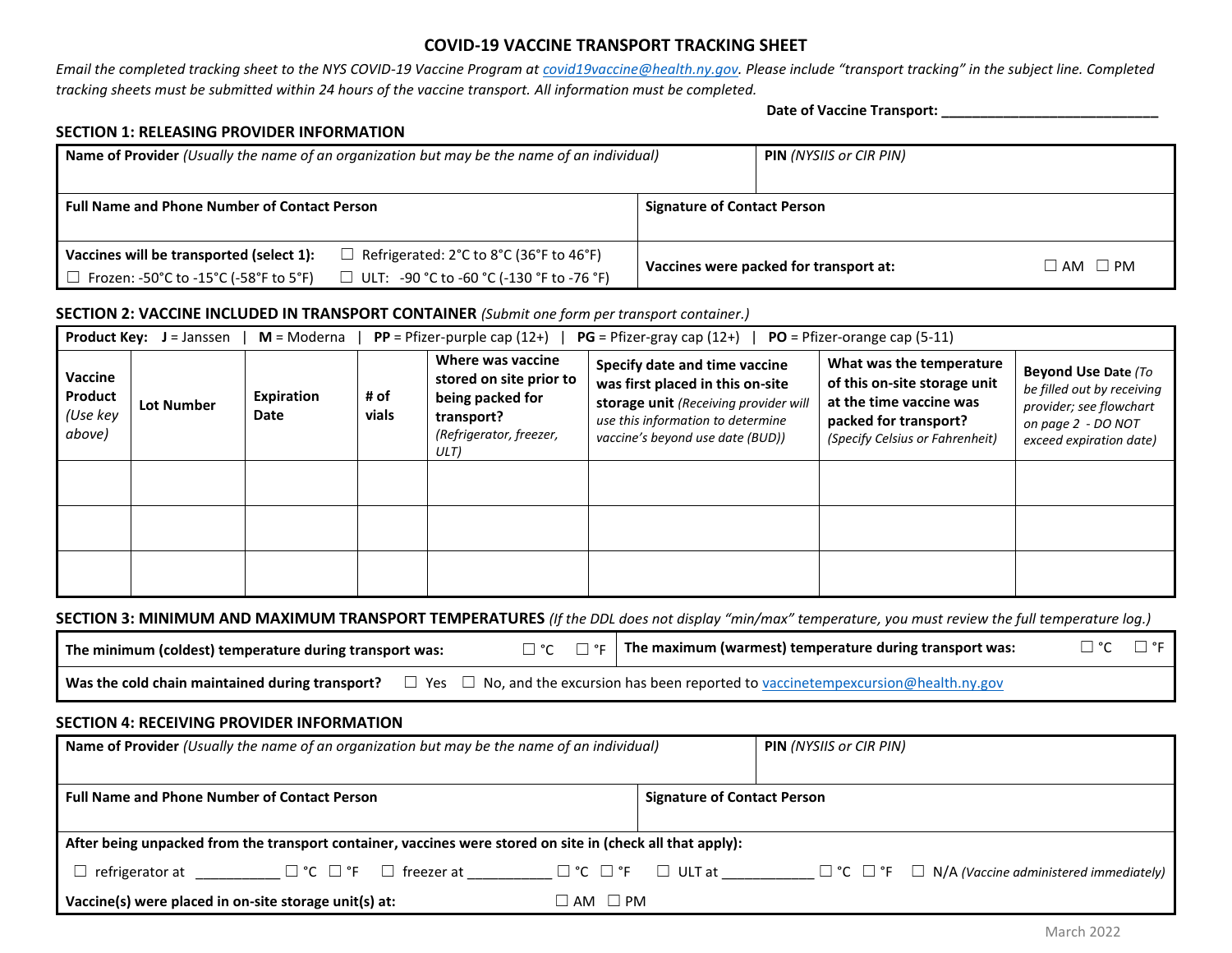# COVID-19 VACCINE TRANSPORT TRACKING SHEET

*Email the completed tracking sheet to the NYS COVID-19 Vaccine Program at covid19vaccine@health.ny.gov. Please include "transport tracking" in the subject line. Completed tracking sheets must be submitted within 24 hours of the vaccine transport. All information must be completed.*

**Date of Vaccine Transport:** ____________________________

## SECTION 1: RELEASING PROVIDER INFORMATION

| | |
|---|---|
| **Name of Provider** *(Usually the name of an organization but may be the name of an individual)* | **PIN** *(NYSIIS or CIR PIN)* |
| **Full Name and Phone Number of Contact Person** | **Signature of Contact Person** |
| **Vaccines will be transported (select 1):** ☐ Refrigerated: 2°C to 8°C (36°F to 46°F) ☐ Frozen: -50°C to -15°C (-58°F to 5°F) ☐ ULT: -90 °C to -60 °C (-130 °F to -76 °F) | **Vaccines were packed for transport at:** ☐ AM ☐ PM |

## SECTION 2: VACCINE INCLUDED IN TRANSPORT CONTAINER *(Submit one form per transport container.)*

**Product Key:** **J** = Janssen | **M** = Moderna | **PP** = Pfizer-purple cap (12+) | **PG** = Pfizer-gray cap (12+) | **PO** = Pfizer-orange cap (5-11)

| Vaccine Product *(Use key above)* | Lot Number | Expiration Date | # of vials | Where was vaccine stored on site prior to being packed for transport? *(Refrigerator, freezer, ULT)* | Specify date and time vaccine was first placed in this on-site storage unit *(Receiving provider will use this information to determine vaccine's beyond use date (BUD))* | What was the temperature of this on-site storage unit at the time vaccine was packed for transport? *(Specify Celsius or Fahrenheit)* | Beyond Use Date *(To be filled out by receiving provider; see flowchart on page 2 - DO NOT exceed expiration date)* |
|---|---|---|---|---|---|---|---|
| | | | | | | | |
| | | | | | | | |
| | | | | | | | |

## SECTION 3: MINIMUM AND MAXIMUM TRANSPORT TEMPERATURES *(If the DDL does not display "min/max" temperature, you must review the full temperature log.)*

| | |
|---|---|
| **The minimum (coldest) temperature during transport was:** ☐ °C ☐ °F | **The maximum (warmest) temperature during transport was:** ☐ °C ☐ °F |
| **Was the cold chain maintained during transport?** ☐ Yes ☐ No, and the excursion has been reported to vaccinetempexcursion@health.ny.gov | |

## SECTION 4: RECEIVING PROVIDER INFORMATION

| | |
|---|---|
| **Name of Provider** *(Usually the name of an organization but may be the name of an individual)* | **PIN** *(NYSIIS or CIR PIN)* |
| **Full Name and Phone Number of Contact Person** | **Signature of Contact Person** |

**After being unpacked from the transport container, vaccines were stored on site in (check all that apply):**

☐ refrigerator at __________ ☐ °C ☐ °F ☐ freezer at __________ ☐ °C ☐ °F ☐ ULT at ___________ ☐ °C ☐ °F ☐ N/A *(Vaccine administered immediately)*

**Vaccine(s) were placed in on-site storage unit(s) at:** ☐ AM ☐ PM

March 2022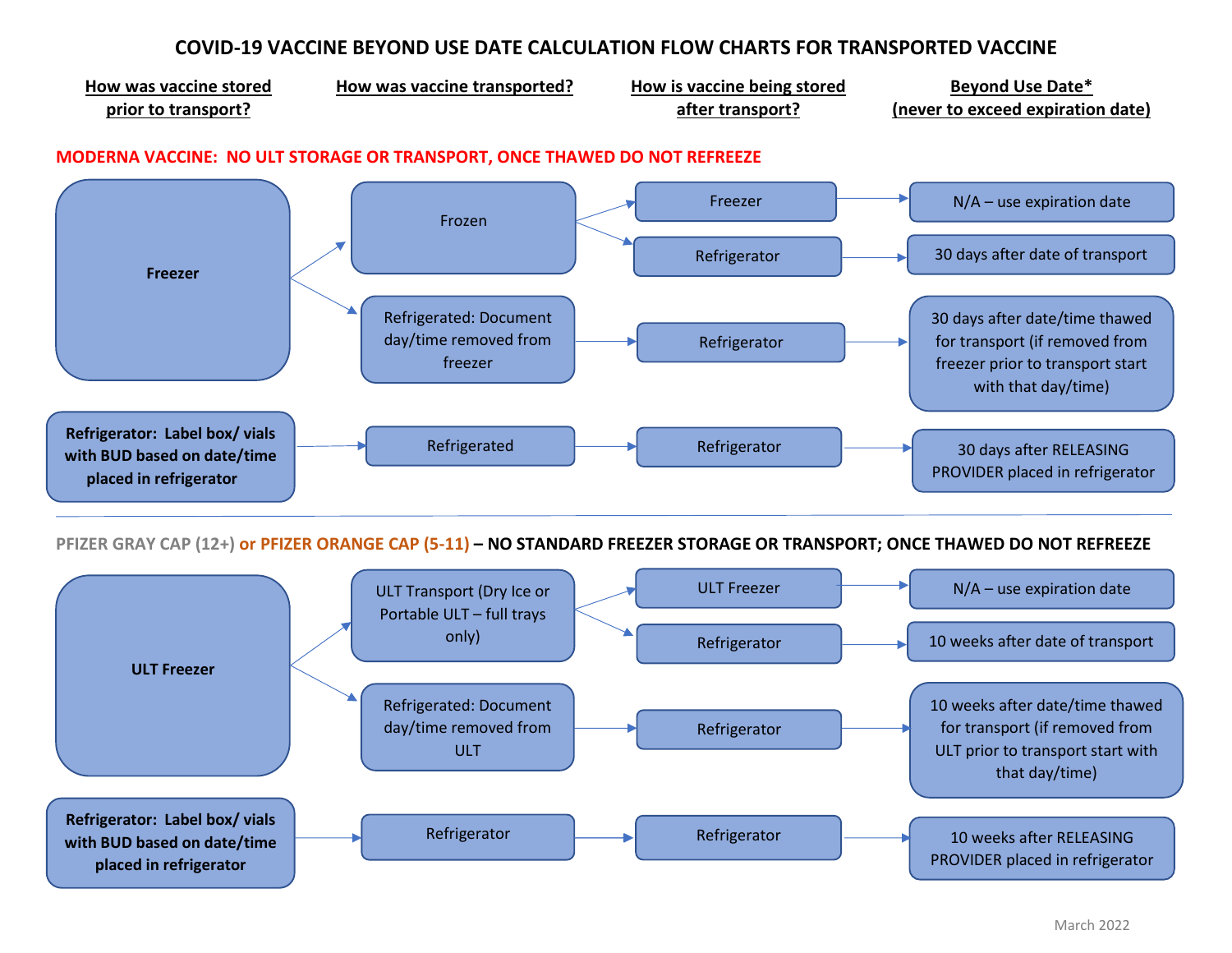# COVID-19 VACCINE BEYOND USE DATE CALCULATION FLOW CHARTS FOR TRANSPORTED VACCINE

## MODERNA VACCINE: NO ULT STORAGE OR TRANSPORT, ONCE THAWED DO NOT REFREEZE

| How was vaccine stored prior to transport? | How was vaccine transported? | How is vaccine being stored after transport? | Beyond Use Date* (never to exceed expiration date) |
|---|---|---|---|
| **Freezer** | Frozen | Freezer | N/A – use expiration date |
| **Freezer** | Frozen | Refrigerator | 30 days after date of transport |
| **Freezer** | Refrigerated: Document day/time removed from freezer | Refrigerator | 30 days after date/time thawed for transport (if removed from freezer prior to transport start with that day/time) |
| **Refrigerator: Label box/ vials with BUD based on date/time placed in refrigerator** | Refrigerated | Refrigerator | 30 days after RELEASING PROVIDER placed in refrigerator |

## PFIZER GRAY CAP (12+) or PFIZER ORANGE CAP (5-11) – NO STANDARD FREEZER STORAGE OR TRANSPORT; ONCE THAWED DO NOT REFREEZE

| How was vaccine stored prior to transport? | How was vaccine transported? | How is vaccine being stored after transport? | Beyond Use Date* (never to exceed expiration date) |
|---|---|---|---|
| **ULT Freezer** | ULT Transport (Dry Ice or Portable ULT – full trays only) | ULT Freezer | N/A – use expiration date |
| **ULT Freezer** | ULT Transport (Dry Ice or Portable ULT – full trays only) | Refrigerator | 10 weeks after date of transport |
| **ULT Freezer** | Refrigerated: Document day/time removed from ULT | Refrigerator | 10 weeks after date/time thawed for transport (if removed from ULT prior to transport start with that day/time) |
| **Refrigerator: Label box/ vials with BUD based on date/time placed in refrigerator** | Refrigerator | Refrigerator | 10 weeks after RELEASING PROVIDER placed in refrigerator |

March 2022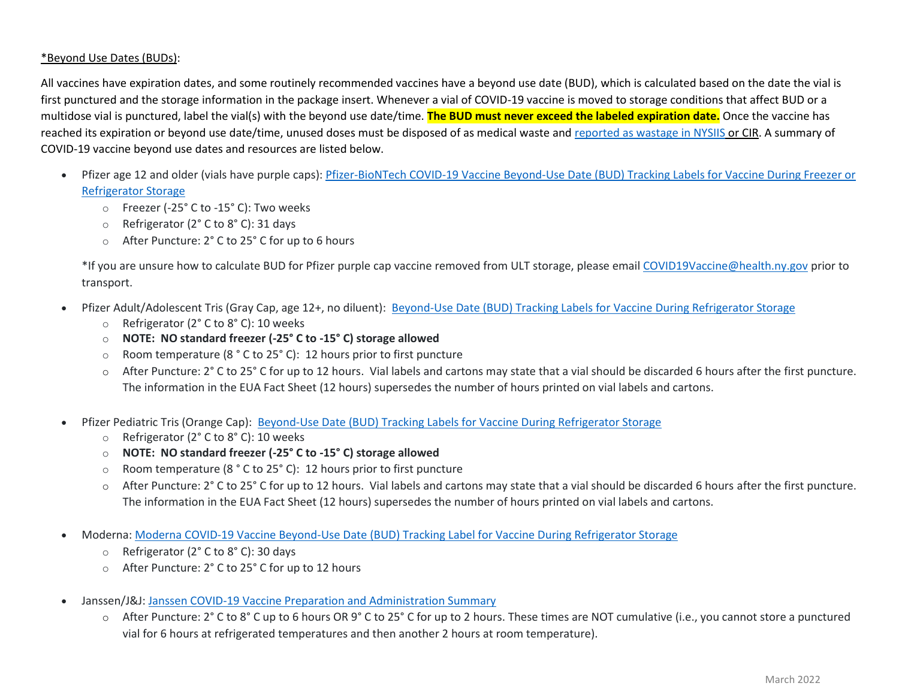*Beyond Use Dates (BUDs):

All vaccines have expiration dates, and some routinely recommended vaccines have a beyond use date (BUD), which is calculated based on the date the vial is first punctured and the storage information in the package insert. Whenever a vial of COVID-19 vaccine is moved to storage conditions that affect BUD or a multidose vial is punctured, label the vial(s) with the beyond use date/time. **The BUD must never exceed the labeled expiration date.** Once the vaccine has reached its expiration or beyond use date/time, unused doses must be disposed of as medical waste and reported as wastage in NYSIIS or CIR. A summary of COVID-19 vaccine beyond use dates and resources are listed below.

- Pfizer age 12 and older (vials have purple caps): Pfizer-BioNTech COVID-19 Vaccine Beyond-Use Date (BUD) Tracking Labels for Vaccine During Freezer or Refrigerator Storage
  - Freezer (-25° C to -15° C): Two weeks
  - Refrigerator (2° C to 8° C): 31 days
  - After Puncture: 2° C to 25° C for up to 6 hours

  *If you are unsure how to calculate BUD for Pfizer purple cap vaccine removed from ULT storage, please email COVID19Vaccine@health.ny.gov prior to transport.

- Pfizer Adult/Adolescent Tris (Gray Cap, age 12+, no diluent): Beyond-Use Date (BUD) Tracking Labels for Vaccine During Refrigerator Storage
  - Refrigerator (2° C to 8° C): 10 weeks
  - **NOTE: NO standard freezer (-25° C to -15° C) storage allowed**
  - Room temperature (8 ° C to 25° C): 12 hours prior to first puncture
  - After Puncture: 2° C to 25° C for up to 12 hours. Vial labels and cartons may state that a vial should be discarded 6 hours after the first puncture. The information in the EUA Fact Sheet (12 hours) supersedes the number of hours printed on vial labels and cartons.

- Pfizer Pediatric Tris (Orange Cap): Beyond-Use Date (BUD) Tracking Labels for Vaccine During Refrigerator Storage
  - Refrigerator (2° C to 8° C): 10 weeks
  - **NOTE: NO standard freezer (-25° C to -15° C) storage allowed**
  - Room temperature (8 ° C to 25° C): 12 hours prior to first puncture
  - After Puncture: 2° C to 25° C for up to 12 hours. Vial labels and cartons may state that a vial should be discarded 6 hours after the first puncture. The information in the EUA Fact Sheet (12 hours) supersedes the number of hours printed on vial labels and cartons.

- Moderna: Moderna COVID-19 Vaccine Beyond-Use Date (BUD) Tracking Label for Vaccine During Refrigerator Storage
  - Refrigerator (2° C to 8° C): 30 days
  - After Puncture: 2° C to 25° C for up to 12 hours

- Janssen/J&J: Janssen COVID-19 Vaccine Preparation and Administration Summary
  - After Puncture: 2° C to 8° C up to 6 hours OR 9° C to 25° C for up to 2 hours. These times are NOT cumulative (i.e., you cannot store a punctured vial for 6 hours at refrigerated temperatures and then another 2 hours at room temperature).

March 2022